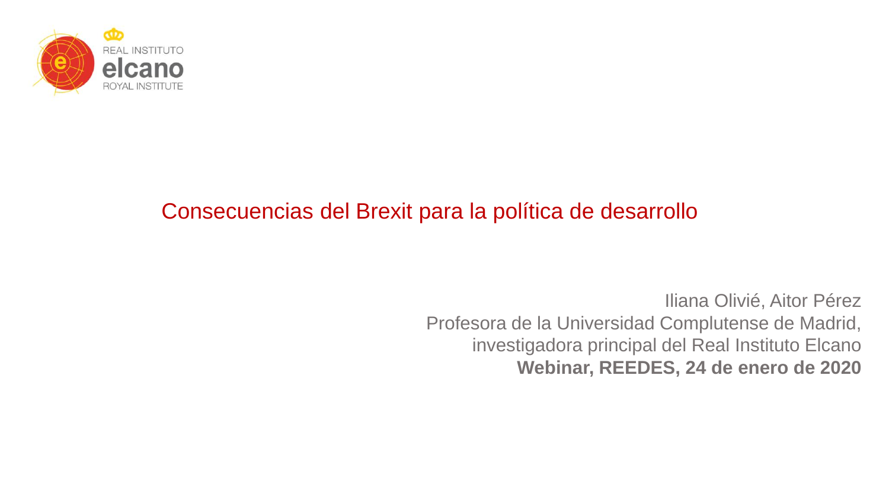REAL INSTITUTO
elcano
ROYAL INSTITUTE

# Consecuencias del Brexit para la política de desarrollo

Iliana Olivié, Aitor Pérez
Profesora de la Universidad Complutense de Madrid,
investigadora principal del Real Instituto Elcano
**Webinar, REEDES, 24 de enero de 2020**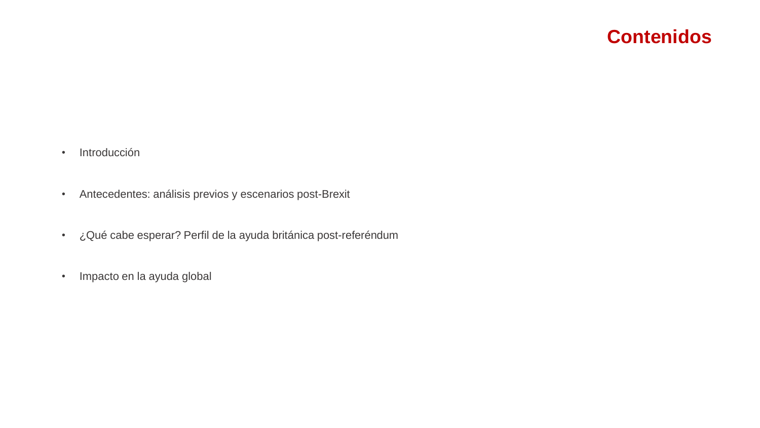# Contenidos

- Introducción
- Antecedentes: análisis previos y escenarios post-Brexit
- ¿Qué cabe esperar? Perfil de la ayuda británica post-referéndum
- Impacto en la ayuda global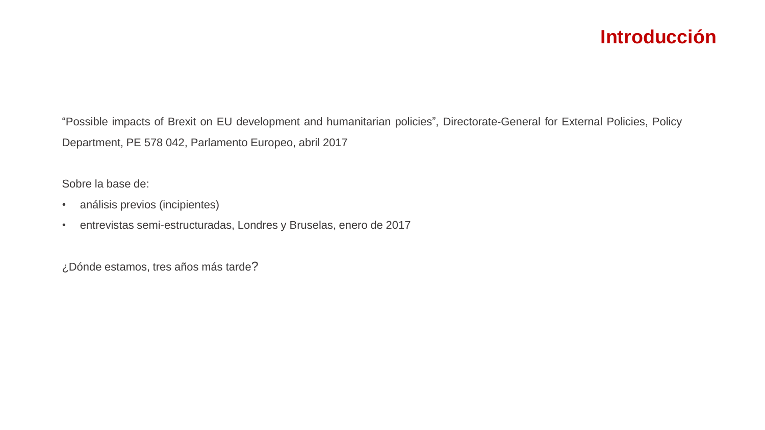# Introducción

"Possible impacts of Brexit on EU development and humanitarian policies", Directorate-General for External Policies, Policy Department, PE 578 042, Parlamento Europeo, abril 2017

Sobre la base de:

- análisis previos (incipientes)
- entrevistas semi-estructuradas, Londres y Bruselas, enero de 2017

¿Dónde estamos, tres años más tarde?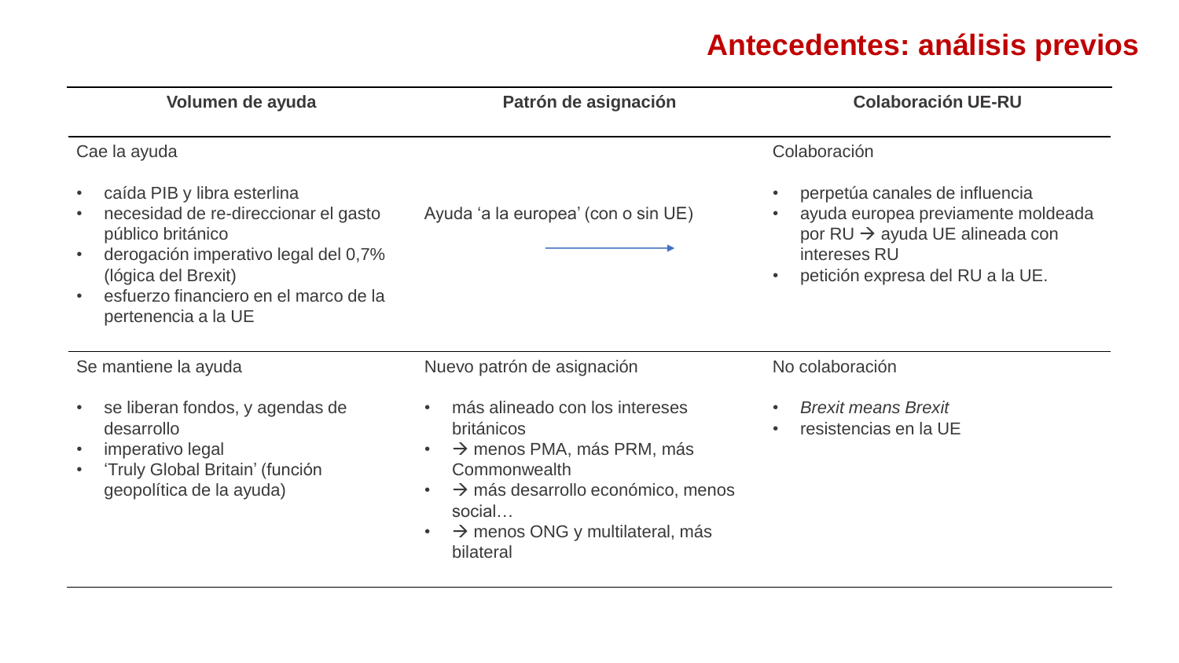# Antecedentes: análisis previos

| Volumen de ayuda | Patrón de asignación | Colaboración UE-RU |
| --- | --- | --- |
| Cae la ayuda<br><br>• caída PIB y libra esterlina<br>• necesidad de re-direccionar el gasto público británico<br>• derogación imperativo legal del 0,7% (lógica del Brexit)<br>• esfuerzo financiero en el marco de la pertenencia a la UE | Ayuda 'a la europea' (con o sin UE) → | Colaboración<br><br>• perpetúa canales de influencia<br>• ayuda europea previamente moldeada por RU → ayuda UE alineada con intereses RU<br>• petición expresa del RU a la UE. |
| Se mantiene la ayuda<br><br>• se liberan fondos, y agendas de desarrollo<br>• imperativo legal<br>• 'Truly Global Britain' (función geopolítica de la ayuda) | Nuevo patrón de asignación<br><br>• más alineado con los intereses británicos<br>• → menos PMA, más PRM, más Commonwealth<br>• → más desarrollo económico, menos social…<br>• → menos ONG y multilateral, más bilateral | No colaboración<br><br>• *Brexit means Brexit*<br>• resistencias en la UE |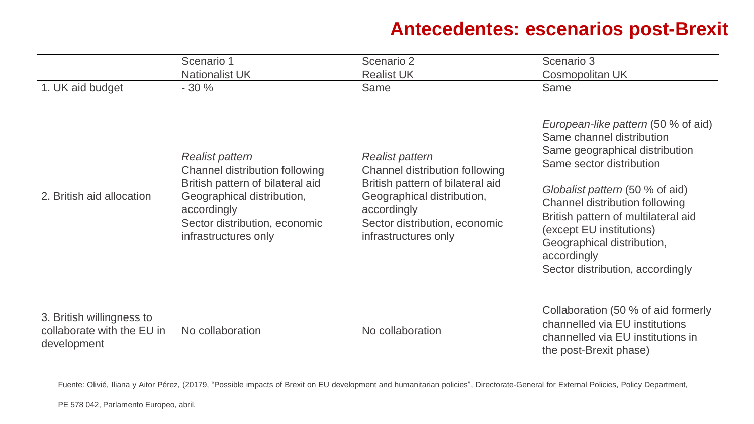# Antecedentes: escenarios post-Brexit

| | Scenario 1<br>Nationalist UK | Scenario 2<br>Realist UK | Scenario 3<br>Cosmopolitan UK |
|---|---|---|---|
| 1. UK aid budget | - 30 % | Same | Same |
| 2. British aid allocation | *Realist pattern*<br>Channel distribution following British pattern of bilateral aid<br>Geographical distribution, accordingly<br>Sector distribution, economic infrastructures only | *Realist pattern*<br>Channel distribution following British pattern of bilateral aid<br>Geographical distribution, accordingly<br>Sector distribution, economic infrastructures only | *European-like pattern* (50 % of aid)<br>Same channel distribution<br>Same geographical distribution<br>Same sector distribution<br><br>*Globalist pattern* (50 % of aid)<br>Channel distribution following British pattern of multilateral aid (except EU institutions)<br>Geographical distribution, accordingly<br>Sector distribution, accordingly |
| 3. British willingness to collaborate with the EU in development | No collaboration | No collaboration | Collaboration (50 % of aid formerly channelled via EU institutions channelled via EU institutions in the post-Brexit phase) |

Fuente: Olivié, Iliana y Aitor Pérez, (20179, "Possible impacts of Brexit on EU development and humanitarian policies", Directorate-General for External Policies, Policy Department, PE 578 042, Parlamento Europeo, abril.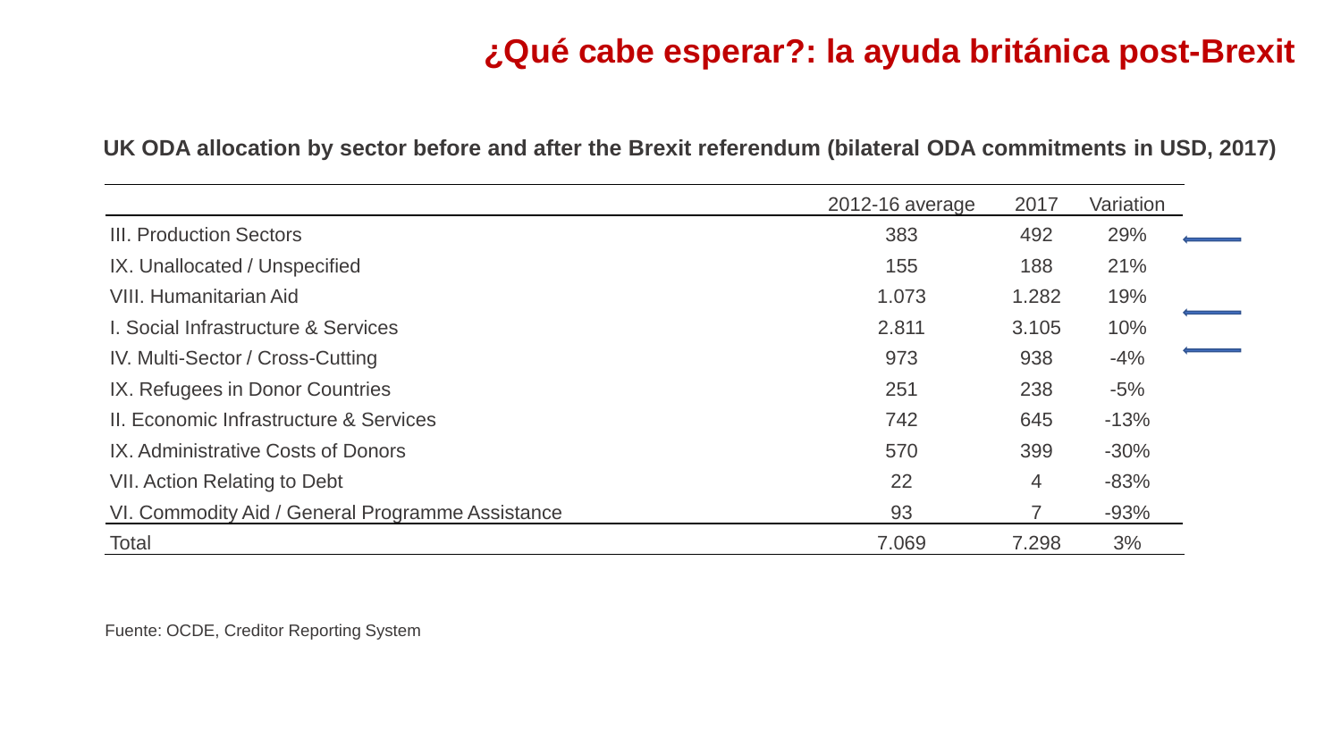# ¿Qué cabe esperar?: la ayuda británica post-Brexit

**UK ODA allocation by sector before and after the Brexit referendum (bilateral ODA commitments in USD, 2017)**

| | 2012-16 average | 2017 | Variation |
|---|---|---|---|
| III. Production Sectors | 383 | 492 | 29% |
| IX. Unallocated / Unspecified | 155 | 188 | 21% |
| VIII. Humanitarian Aid | 1.073 | 1.282 | 19% |
| I. Social Infrastructure & Services | 2.811 | 3.105 | 10% |
| IV. Multi-Sector / Cross-Cutting | 973 | 938 | -4% |
| IX. Refugees in Donor Countries | 251 | 238 | -5% |
| II. Economic Infrastructure & Services | 742 | 645 | -13% |
| IX. Administrative Costs of Donors | 570 | 399 | -30% |
| VII. Action Relating to Debt | 22 | 4 | -83% |
| VI. Commodity Aid / General Programme Assistance | 93 | 7 | -93% |
| Total | 7.069 | 7.298 | 3% |

Fuente: OCDE, Creditor Reporting System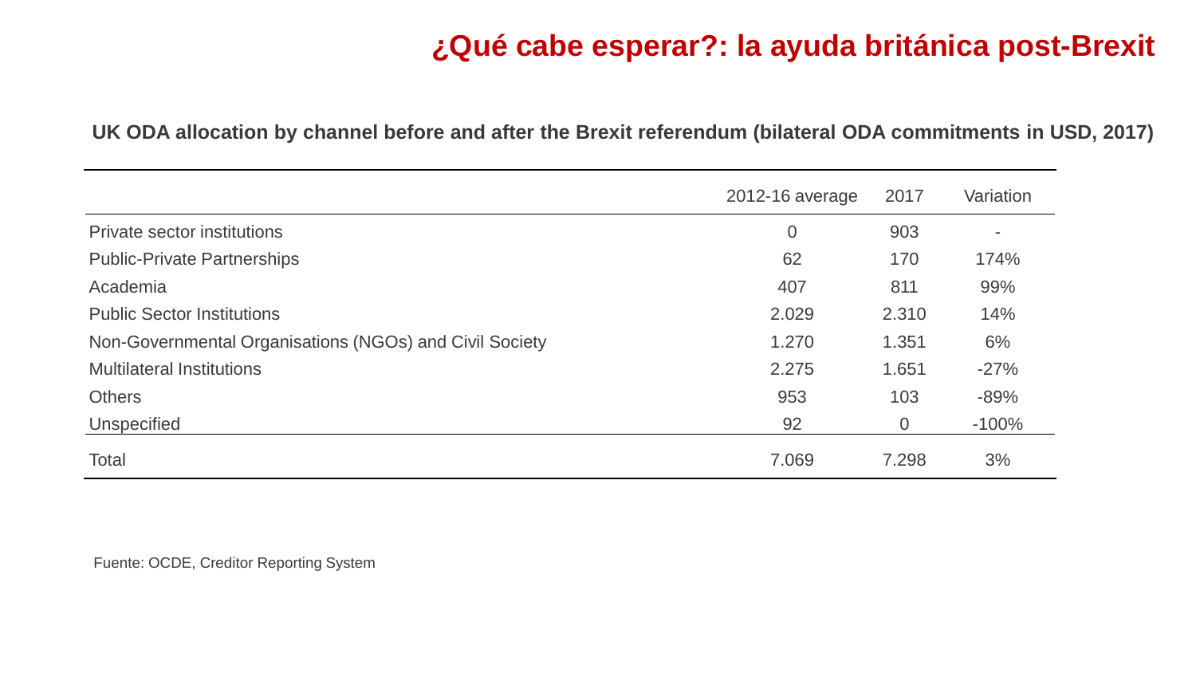# ¿Qué cabe esperar?: la ayuda británica post-Brexit

**UK ODA allocation by channel before and after the Brexit referendum (bilateral ODA commitments in USD, 2017)**

| | 2012-16 average | 2017 | Variation |
|---|---|---|---|
| Private sector institutions | 0 | 903 | - |
| Public-Private Partnerships | 62 | 170 | 174% |
| Academia | 407 | 811 | 99% |
| Public Sector Institutions | 2.029 | 2.310 | 14% |
| Non-Governmental Organisations (NGOs) and Civil Society | 1.270 | 1.351 | 6% |
| Multilateral Institutions | 2.275 | 1.651 | -27% |
| Others | 953 | 103 | -89% |
| Unspecified | 92 | 0 | -100% |
| Total | 7.069 | 7.298 | 3% |

Fuente: OCDE, Creditor Reporting System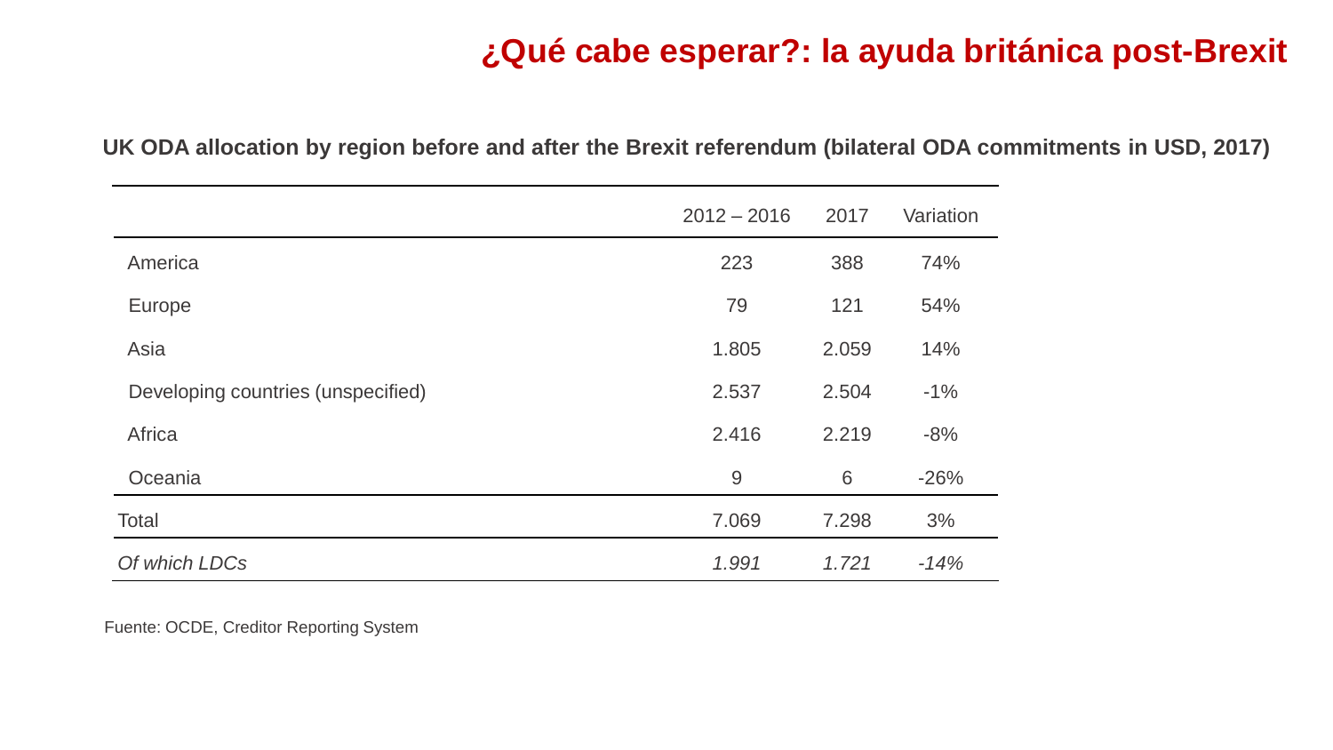# ¿Qué cabe esperar?: la ayuda británica post-Brexit

**UK ODA allocation by region before and after the Brexit referendum (bilateral ODA commitments in USD, 2017)**

| | 2012 – 2016 | 2017 | Variation |
|---|---|---|---|
| America | 223 | 388 | 74% |
| Europe | 79 | 121 | 54% |
| Asia | 1.805 | 2.059 | 14% |
| Developing countries (unspecified) | 2.537 | 2.504 | -1% |
| Africa | 2.416 | 2.219 | -8% |
| Oceania | 9 | 6 | -26% |
| Total | 7.069 | 7.298 | 3% |
| *Of which LDCs* | *1.991* | *1.721* | *-14%* |

Fuente: OCDE, Creditor Reporting System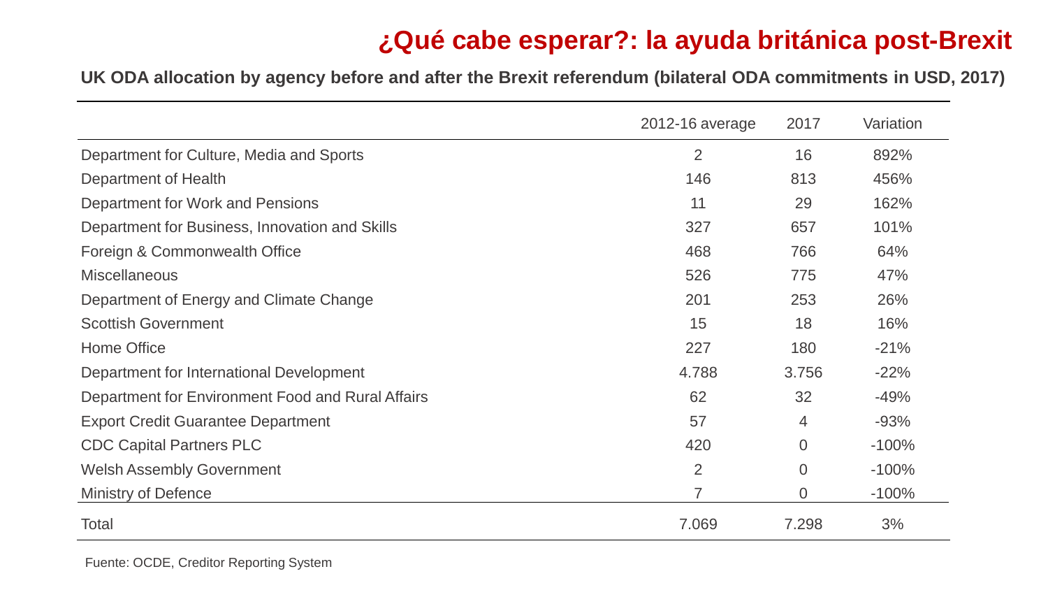# ¿Qué cabe esperar?: la ayuda británica post-Brexit

**UK ODA allocation by agency before and after the Brexit referendum (bilateral ODA commitments in USD, 2017)**

| | 2012-16 average | 2017 | Variation |
|---|---|---|---|
| Department for Culture, Media and Sports | 2 | 16 | 892% |
| Department of Health | 146 | 813 | 456% |
| Department for Work and Pensions | 11 | 29 | 162% |
| Department for Business, Innovation and Skills | 327 | 657 | 101% |
| Foreign & Commonwealth Office | 468 | 766 | 64% |
| Miscellaneous | 526 | 775 | 47% |
| Department of Energy and Climate Change | 201 | 253 | 26% |
| Scottish Government | 15 | 18 | 16% |
| Home Office | 227 | 180 | -21% |
| Department for International Development | 4.788 | 3.756 | -22% |
| Department for Environment Food and Rural Affairs | 62 | 32 | -49% |
| Export Credit Guarantee Department | 57 | 4 | -93% |
| CDC Capital Partners PLC | 420 | 0 | -100% |
| Welsh Assembly Government | 2 | 0 | -100% |
| Ministry of Defence | 7 | 0 | -100% |
| Total | 7.069 | 7.298 | 3% |

Fuente: OCDE, Creditor Reporting System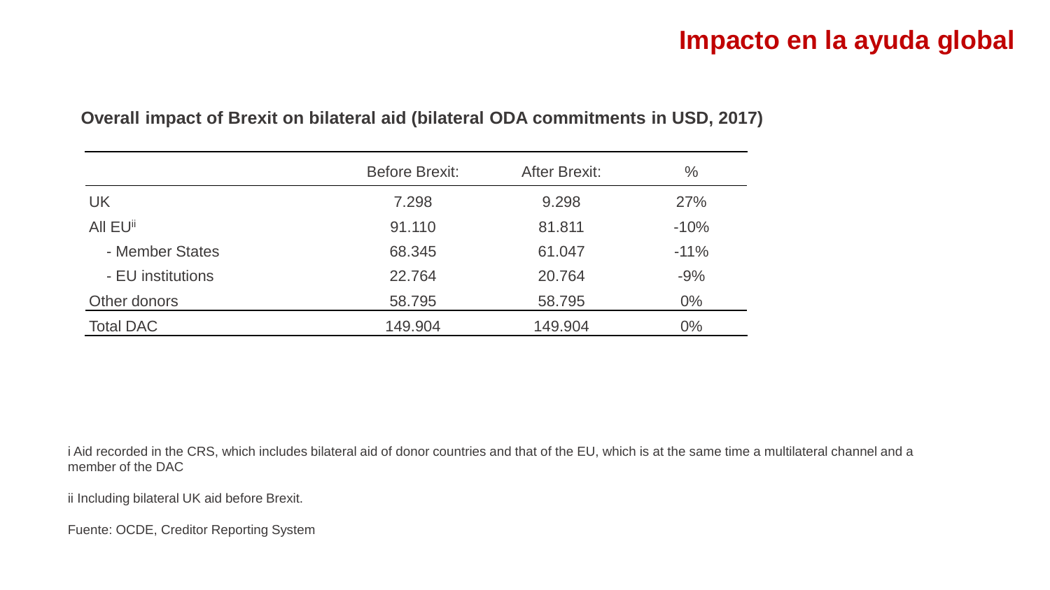# Impacto en la ayuda global

**Overall impact of Brexit on bilateral aid (bilateral ODA commitments in USD, 2017)**

| | Before Brexit: | After Brexit: | % |
|---|---|---|---|
| UK | 7.298 | 9.298 | 27% |
| All EU[ii] | 91.110 | 81.811 | -10% |
| - Member States | 68.345 | 61.047 | -11% |
| - EU institutions | 22.764 | 20.764 | -9% |
| Other donors | 58.795 | 58.795 | 0% |
| Total DAC | 149.904 | 149.904 | 0% |

i Aid recorded in the CRS, which includes bilateral aid of donor countries and that of the EU, which is at the same time a multilateral channel and a member of the DAC

ii Including bilateral UK aid before Brexit.

Fuente: OCDE, Creditor Reporting System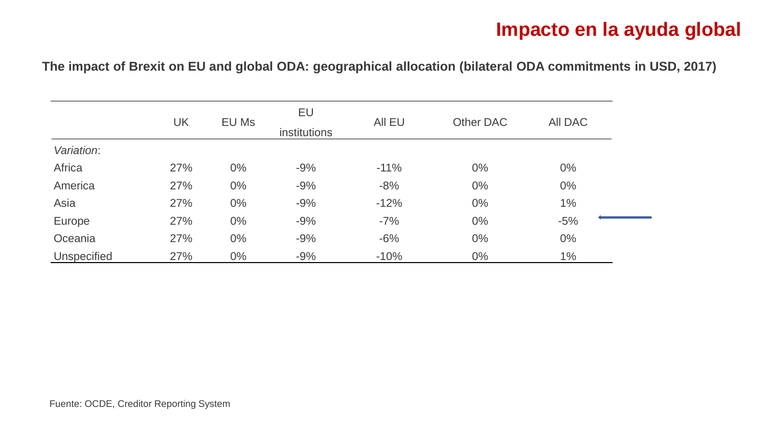# Impacto en la ayuda global

**The impact of Brexit on EU and global ODA: geographical allocation (bilateral ODA commitments in USD, 2017)**

| | UK | EU Ms | EU institutions | All EU | Other DAC | All DAC |
|---|---|---|---|---|---|---|
| *Variation*: | | | | | | |
| Africa | 27% | 0% | -9% | -11% | 0% | 0% |
| America | 27% | 0% | -9% | -8% | 0% | 0% |
| Asia | 27% | 0% | -9% | -12% | 0% | 1% |
| Europe | 27% | 0% | -9% | -7% | 0% | -5% |
| Oceania | 27% | 0% | -9% | -6% | 0% | 0% |
| Unspecified | 27% | 0% | -9% | -10% | 0% | 1% |

Fuente: OCDE, Creditor Reporting System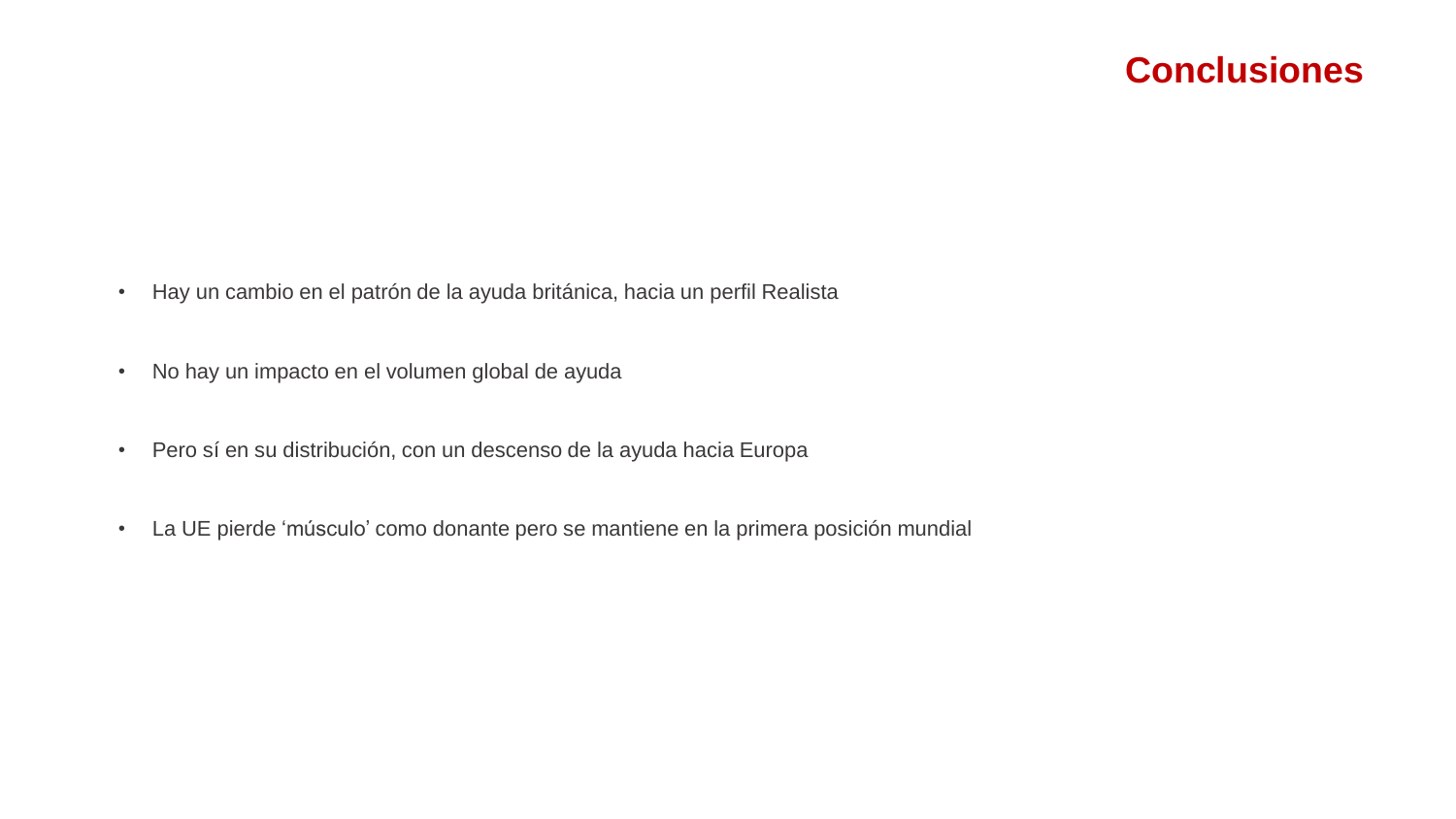# Conclusiones

- Hay un cambio en el patrón de la ayuda británica, hacia un perfil Realista

- No hay un impacto en el volumen global de ayuda

- Pero sí en su distribución, con un descenso de la ayuda hacia Europa

- La UE pierde 'músculo' como donante pero se mantiene en la primera posición mundial